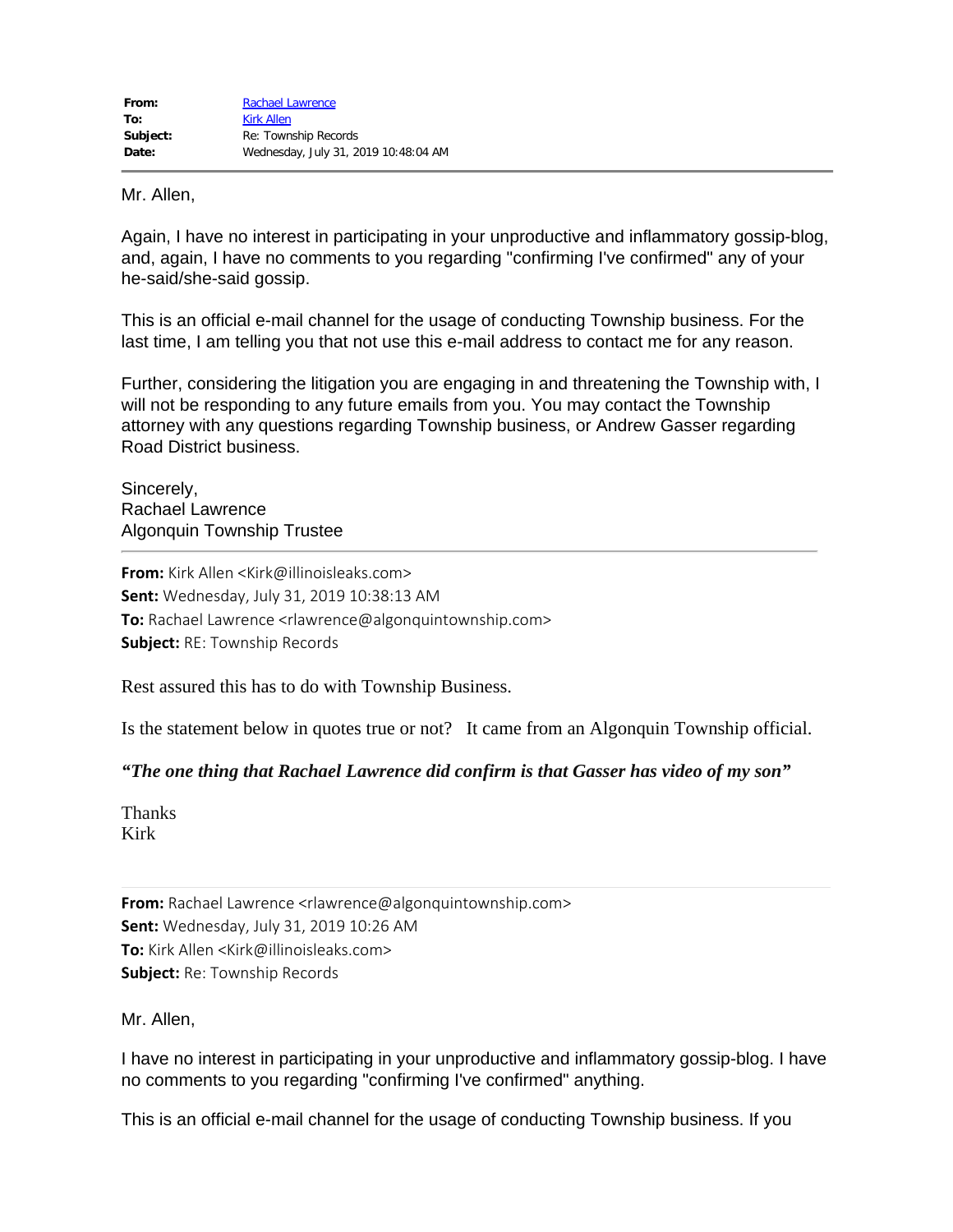| | |
|---|---|
| **From:** | Rachael Lawrence |
| **To:** | Kirk Allen |
| **Subject:** | Re: Township Records |
| **Date:** | Wednesday, July 31, 2019 10:48:04 AM |

---

Mr. Allen,

Again, I have no interest in participating in your unproductive and inflammatory gossip-blog, and, again, I have no comments to you regarding "confirming I've confirmed" any of your he-said/she-said gossip.

This is an official e-mail channel for the usage of conducting Township business. For the last time, I am telling you that not use this e-mail address to contact me for any reason.

Further, considering the litigation you are engaging in and threatening the Township with, I will not be responding to any future emails from you. You may contact the Township attorney with any questions regarding Township business, or Andrew Gasser regarding Road District business.

Sincerely,
Rachael Lawrence
Algonquin Township Trustee

---

**From:** Kirk Allen <Kirk@illinoisleaks.com>
**Sent:** Wednesday, July 31, 2019 10:38:13 AM
**To:** Rachael Lawrence <rlawrence@algonquintownship.com>
**Subject:** RE: Township Records

Rest assured this has to do with Township Business.

Is the statement below in quotes true or not? It came from an Algonquin Township official.

***"The one thing that Rachael Lawrence did confirm is that Gasser has video of my son"***

Thanks
Kirk

---

**From:** Rachael Lawrence <rlawrence@algonquintownship.com>
**Sent:** Wednesday, July 31, 2019 10:26 AM
**To:** Kirk Allen <Kirk@illinoisleaks.com>
**Subject:** Re: Township Records

Mr. Allen,

I have no interest in participating in your unproductive and inflammatory gossip-blog. I have no comments to you regarding "confirming I've confirmed" anything.

This is an official e-mail channel for the usage of conducting Township business. If you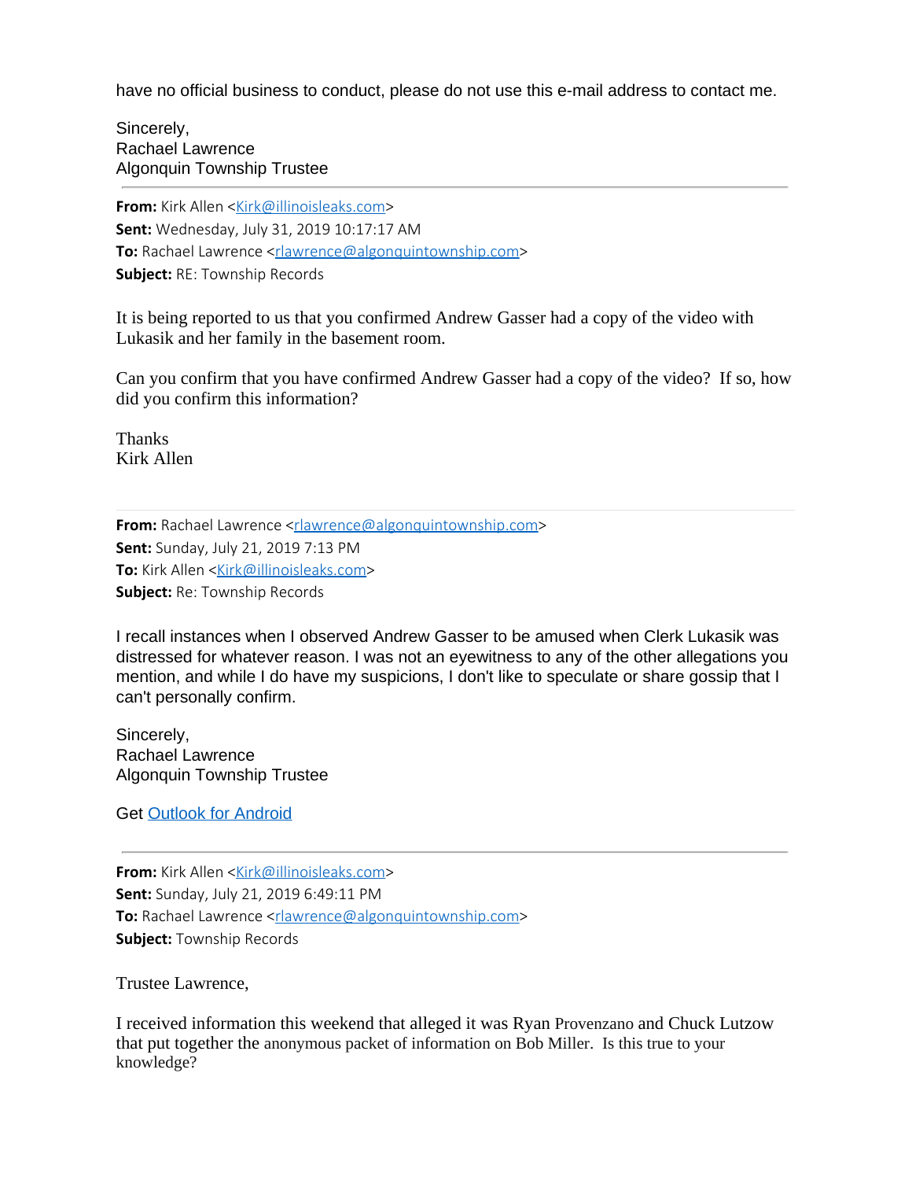have no official business to conduct, please do not use this e-mail address to contact me.

Sincerely,
Rachael Lawrence
Algonquin Township Trustee

---

**From:** Kirk Allen <Kirk@illinoisleaks.com>
**Sent:** Wednesday, July 31, 2019 10:17:17 AM
**To:** Rachael Lawrence <rlawrence@algonquintownship.com>
**Subject:** RE: Township Records

It is being reported to us that you confirmed Andrew Gasser had a copy of the video with Lukasik and her family in the basement room.

Can you confirm that you have confirmed Andrew Gasser had a copy of the video? If so, how did you confirm this information?

Thanks
Kirk Allen

---

**From:** Rachael Lawrence <rlawrence@algonquintownship.com>
**Sent:** Sunday, July 21, 2019 7:13 PM
**To:** Kirk Allen <Kirk@illinoisleaks.com>
**Subject:** Re: Township Records

I recall instances when I observed Andrew Gasser to be amused when Clerk Lukasik was distressed for whatever reason. I was not an eyewitness to any of the other allegations you mention, and while I do have my suspicions, I don't like to speculate or share gossip that I can't personally confirm.

Sincerely,
Rachael Lawrence
Algonquin Township Trustee

Get Outlook for Android

---

**From:** Kirk Allen <Kirk@illinoisleaks.com>
**Sent:** Sunday, July 21, 2019 6:49:11 PM
**To:** Rachael Lawrence <rlawrence@algonquintownship.com>
**Subject:** Township Records

Trustee Lawrence,

I received information this weekend that alleged it was Ryan Provenzano and Chuck Lutzow that put together the anonymous packet of information on Bob Miller. Is this true to your knowledge?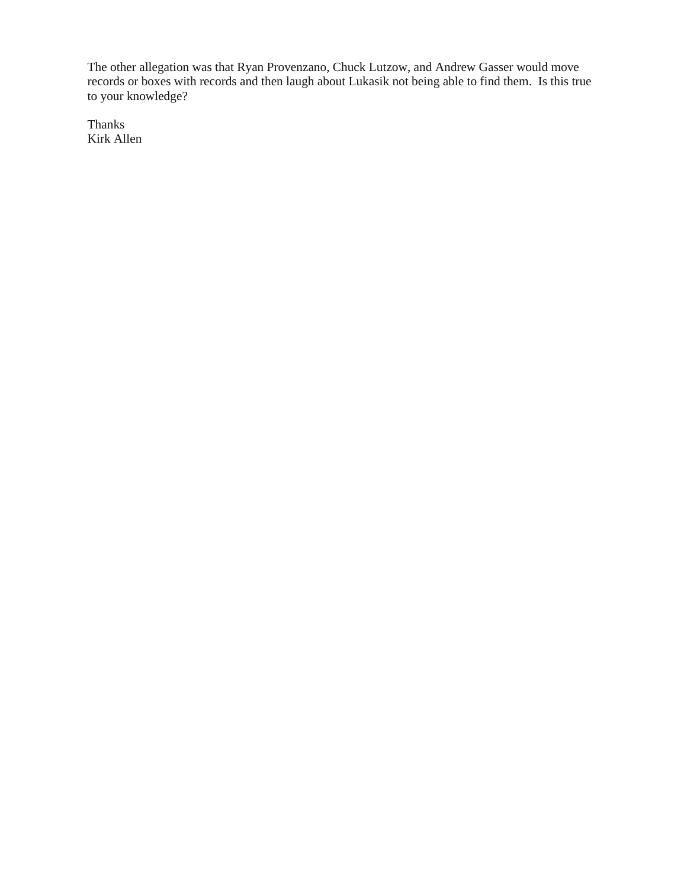The other allegation was that Ryan Provenzano, Chuck Lutzow, and Andrew Gasser would move records or boxes with records and then laugh about Lukasik not being able to find them. Is this true to your knowledge?

Thanks
Kirk Allen